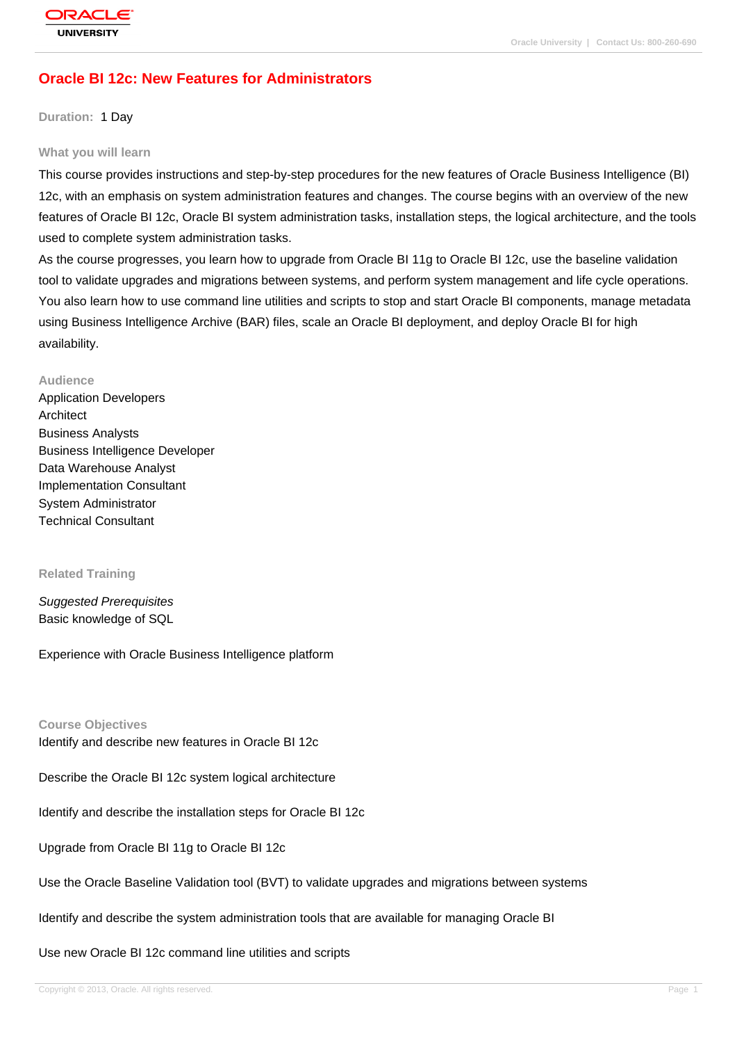# Oracle BI 12c: New Features for Administrators

**Duration:** 1 Day

## What you will learn

This course provides instructions and step-by-step procedures for the new features of Oracle Business Intelligence (BI) 12c, with an emphasis on system administration features and changes. The course begins with an overview of the new features of Oracle BI 12c, Oracle BI system administration tasks, installation steps, the logical architecture, and the tools used to complete system administration tasks.

As the course progresses, you learn how to upgrade from Oracle BI 11g to Oracle BI 12c, use the baseline validation tool to validate upgrades and migrations between systems, and perform system management and life cycle operations. You also learn how to use command line utilities and scripts to stop and start Oracle BI components, manage metadata using Business Intelligence Archive (BAR) files, scale an Oracle BI deployment, and deploy Oracle BI for high availability.

## Audience

Application Developers
Architect
Business Analysts
Business Intelligence Developer
Data Warehouse Analyst
Implementation Consultant
System Administrator
Technical Consultant

## Related Training

*Suggested Prerequisites*
Basic knowledge of SQL

Experience with Oracle Business Intelligence platform

## Course Objectives

Identify and describe new features in Oracle BI 12c

Describe the Oracle BI 12c system logical architecture

Identify and describe the installation steps for Oracle BI 12c

Upgrade from Oracle BI 11g to Oracle BI 12c

Use the Oracle Baseline Validation tool (BVT) to validate upgrades and migrations between systems

Identify and describe the system administration tools that are available for managing Oracle BI

Use new Oracle BI 12c command line utilities and scripts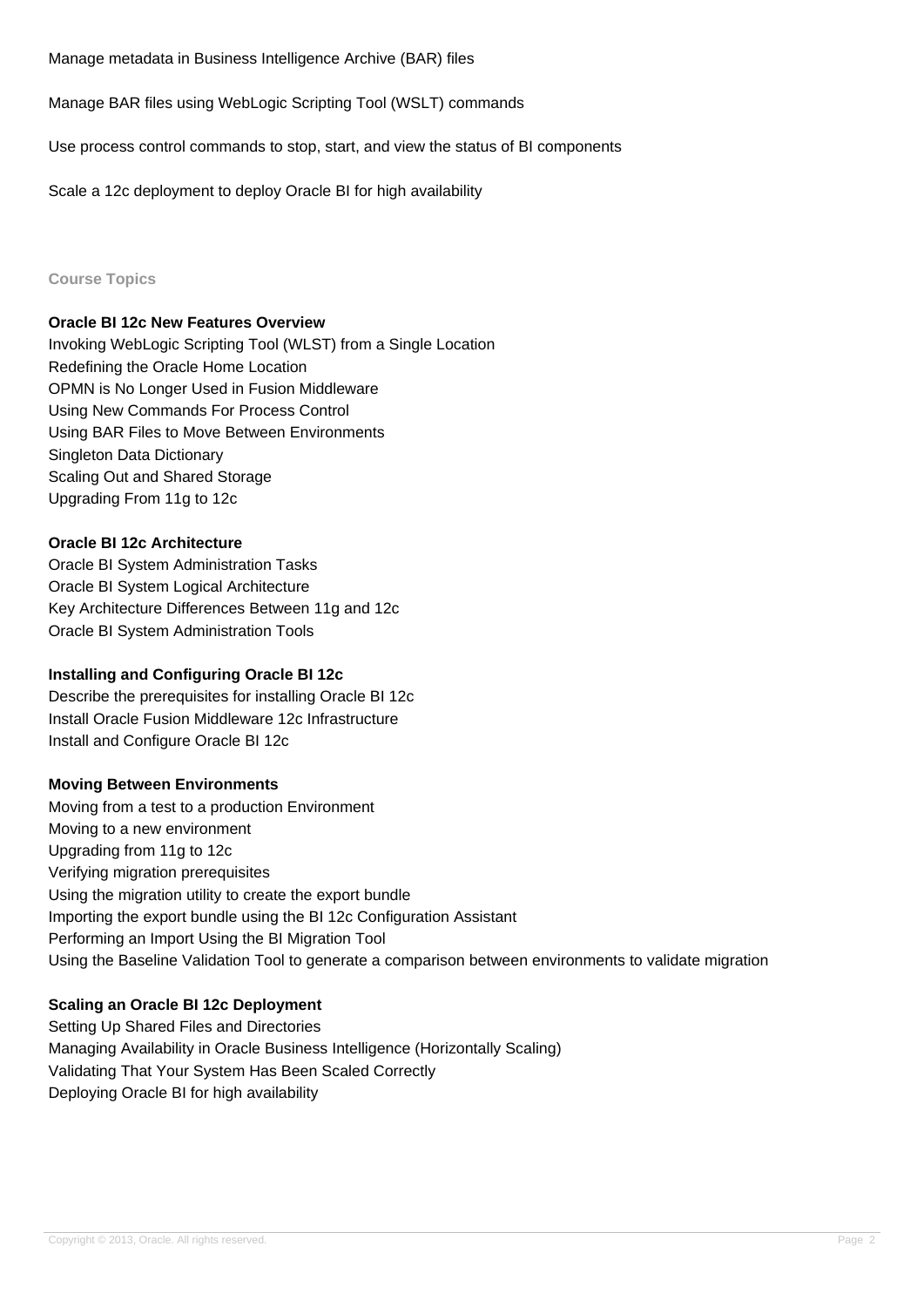Manage metadata in Business Intelligence Archive (BAR) files

Manage BAR files using WebLogic Scripting Tool (WSLT) commands

Use process control commands to stop, start, and view the status of BI components

Scale a 12c deployment to deploy Oracle BI for high availability

## Course Topics

### Oracle BI 12c New Features Overview

Invoking WebLogic Scripting Tool (WLST) from a Single Location
Redefining the Oracle Home Location
OPMN is No Longer Used in Fusion Middleware
Using New Commands For Process Control
Using BAR Files to Move Between Environments
Singleton Data Dictionary
Scaling Out and Shared Storage
Upgrading From 11g to 12c

### Oracle BI 12c Architecture

Oracle BI System Administration Tasks
Oracle BI System Logical Architecture
Key Architecture Differences Between 11g and 12c
Oracle BI System Administration Tools

### Installing and Configuring Oracle BI 12c

Describe the prerequisites for installing Oracle BI 12c
Install Oracle Fusion Middleware 12c Infrastructure
Install and Configure Oracle BI 12c

### Moving Between Environments

Moving from a test to a production Environment
Moving to a new environment
Upgrading from 11g to 12c
Verifying migration prerequisites
Using the migration utility to create the export bundle
Importing the export bundle using the BI 12c Configuration Assistant
Performing an Import Using the BI Migration Tool
Using the Baseline Validation Tool to generate a comparison between environments to validate migration

### Scaling an Oracle BI 12c Deployment

Setting Up Shared Files and Directories
Managing Availability in Oracle Business Intelligence (Horizontally Scaling)
Validating That Your System Has Been Scaled Correctly
Deploying Oracle BI for high availability